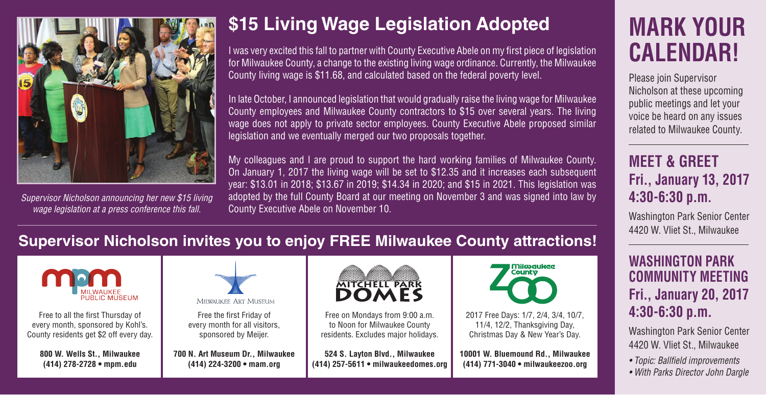## $15 Living Wage Legislation Adopted

I was very excited this fall to partner with County Executive Abele on my first piece of legislation for Milwaukee County, a change to the existing living wage ordinance. Currently, the Milwaukee County living wage is $11.68, and calculated based on the federal poverty level.

In late October, I announced legislation that would gradually raise the living wage for Milwaukee County employees and Milwaukee County contractors to $15 over several years. The living wage does not apply to private sector employees. County Executive Abele proposed similar legislation and we eventually merged our two proposals together.

My colleagues and I are proud to support the hard working families of Milwaukee County. On January 1, 2017 the living wage will be set to $12.35 and it increases each subsequent year: $13.01 in 2018; $13.67 in 2019; $14.34 in 2020; and $15 in 2021. This legislation was adopted by the full County Board at our meeting on November 3 and was signed into law by County Executive Abele on November 10.

*Supervisor Nicholson announcing her new $15 living wage legislation at a press conference this fall.*

## Supervisor Nicholson invites you to enjoy FREE Milwaukee County attractions!

**Milwaukee Public Museum**

Free to all the first Thursday of every month, sponsored by Kohl's. County residents get $2 off every day.

**800 W. Wells St., Milwaukee**
**(414) 278-2728 • mpm.edu**

**Milwaukee Art Museum**

Free the first Friday of every month for all visitors, sponsored by Meijer.

**700 N. Art Museum Dr., Milwaukee**
**(414) 224-3200 • mam.org**

**Mitchell Park Domes**

Free on Mondays from 9:00 a.m. to Noon for Milwaukee County residents. Excludes major holidays.

**524 S. Layton Blvd., Milwaukee**
**(414) 257-5611 • milwaukeedomes.org**

**Milwaukee County Zoo**

2017 Free Days: 1/7, 2/4, 3/4, 10/7, 11/4, 12/2, Thanksgiving Day, Christmas Day & New Year's Day.

**10001 W. Bluemound Rd., Milwaukee**
**(414) 771-3040 • milwaukeezoo.org**

# MARK YOUR CALENDAR!

Please join Supervisor Nicholson at these upcoming public meetings and let your voice be heard on any issues related to Milwaukee County.

### MEET & GREET
### Fri., January 13, 2017 4:30-6:30 p.m.

Washington Park Senior Center
4420 W. Vliet St., Milwaukee

### WASHINGTON PARK COMMUNITY MEETING
### Fri., January 20, 2017 4:30-6:30 p.m.

Washington Park Senior Center
4420 W. Vliet St., Milwaukee

- *Topic: Ballfield improvements*
- *With Parks Director John Dargle*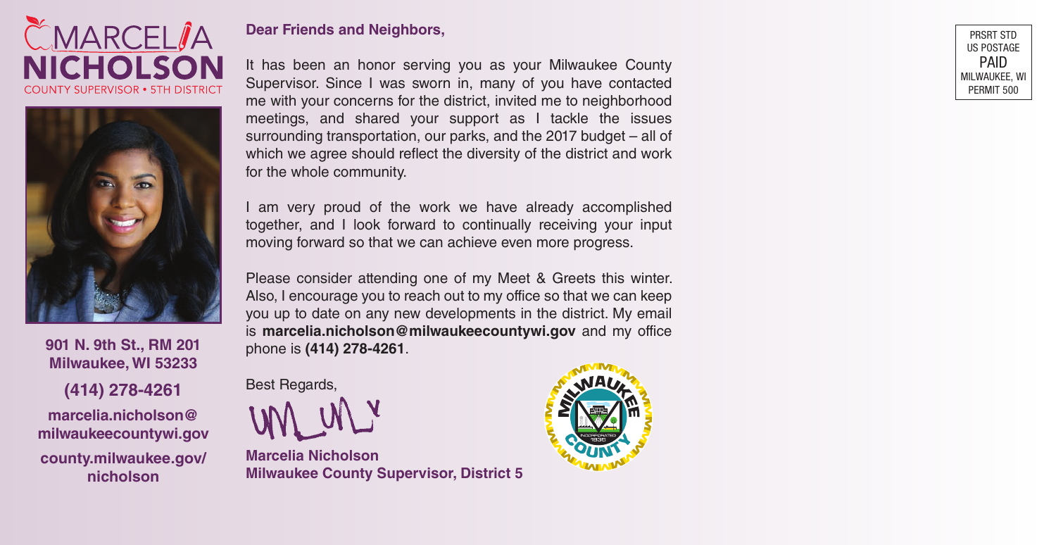# MARCELIA NICHOLSON

COUNTY SUPERVISOR • 5TH DISTRICT

**901 N. 9th St., RM 201**
**Milwaukee, WI 53233**

**(414) 278-4261**

**marcelia.nicholson@milwaukeecountywi.gov**

**county.milwaukee.gov/nicholson**

PRSRT STD
US POSTAGE
PAID
MILWAUKEE, WI
PERMIT 500

**Dear Friends and Neighbors,**

It has been an honor serving you as your Milwaukee County Supervisor. Since I was sworn in, many of you have contacted me with your concerns for the district, invited me to neighborhood meetings, and shared your support as I tackle the issues surrounding transportation, our parks, and the 2017 budget – all of which we agree should reflect the diversity of the district and work for the whole community.

I am very proud of the work we have already accomplished together, and I look forward to continually receiving your input moving forward so that we can achieve even more progress.

Please consider attending one of my Meet & Greets this winter. Also, I encourage you to reach out to my office so that we can keep you up to date on any new developments in the district. My email is **marcelia.nicholson@milwaukeecountywi.gov** and my office phone is **(414) 278-4261**.

Best Regards,

**Marcelia Nicholson**
**Milwaukee County Supervisor, District 5**

MILWAUKEE COUNTY
INCORPORATED 1835